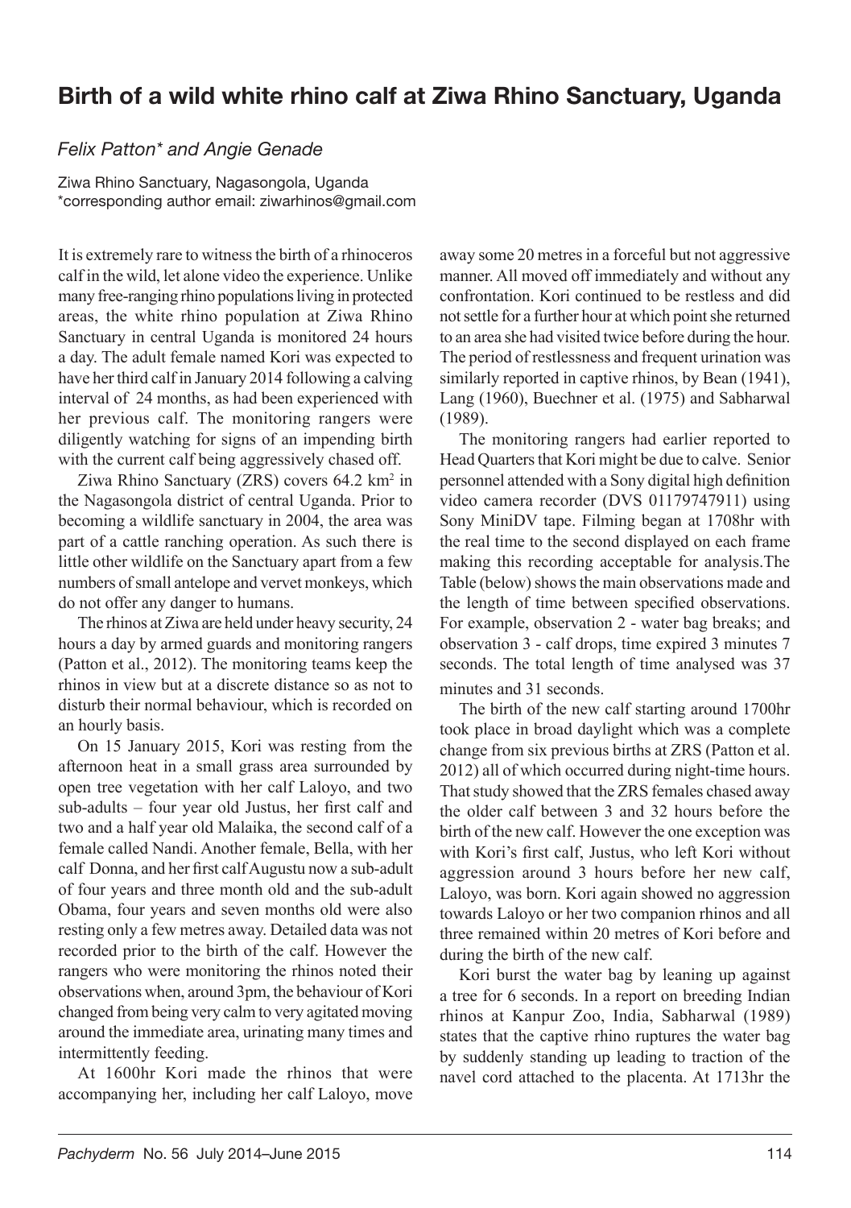# Birth of a wild white rhino calf at Ziwa Rhino Sanctuary, Uganda

*Felix Patton\* and Angie Genade*

Ziwa Rhino Sanctuary, Nagasongola, Uganda
\*corresponding author email: ziwarhinos@gmail.com

It is extremely rare to witness the birth of a rhinoceros calf in the wild, let alone video the experience. Unlike many free-ranging rhino populations living in protected areas, the white rhino population at Ziwa Rhino Sanctuary in central Uganda is monitored 24 hours a day. The adult female named Kori was expected to have her third calf in January 2014 following a calving interval of 24 months, as had been experienced with her previous calf. The monitoring rangers were diligently watching for signs of an impending birth with the current calf being aggressively chased off.

Ziwa Rhino Sanctuary (ZRS) covers 64.2 km$^2$ in the Nagasongola district of central Uganda. Prior to becoming a wildlife sanctuary in 2004, the area was part of a cattle ranching operation. As such there is little other wildlife on the Sanctuary apart from a few numbers of small antelope and vervet monkeys, which do not offer any danger to humans.

The rhinos at Ziwa are held under heavy security, 24 hours a day by armed guards and monitoring rangers (Patton et al., 2012). The monitoring teams keep the rhinos in view but at a discrete distance so as not to disturb their normal behaviour, which is recorded on an hourly basis.

On 15 January 2015, Kori was resting from the afternoon heat in a small grass area surrounded by open tree vegetation with her calf Laloyo, and two sub-adults – four year old Justus, her first calf and two and a half year old Malaika, the second calf of a female called Nandi. Another female, Bella, with her calf Donna, and her first calf Augustu now a sub-adult of four years and three month old and the sub-adult Obama, four years and seven months old were also resting only a few metres away. Detailed data was not recorded prior to the birth of the calf. However the rangers who were monitoring the rhinos noted their observations when, around 3pm, the behaviour of Kori changed from being very calm to very agitated moving around the immediate area, urinating many times and intermittently feeding.

At 1600hr Kori made the rhinos that were accompanying her, including her calf Laloyo, move away some 20 metres in a forceful but not aggressive manner. All moved off immediately and without any confrontation. Kori continued to be restless and did not settle for a further hour at which point she returned to an area she had visited twice before during the hour. The period of restlessness and frequent urination was similarly reported in captive rhinos, by Bean (1941), Lang (1960), Buechner et al. (1975) and Sabharwal (1989).

The monitoring rangers had earlier reported to Head Quarters that Kori might be due to calve. Senior personnel attended with a Sony digital high definition video camera recorder (DVS 01179747911) using Sony MiniDV tape. Filming began at 1708hr with the real time to the second displayed on each frame making this recording acceptable for analysis.The Table (below) shows the main observations made and the length of time between specified observations. For example, observation 2 - water bag breaks; and observation 3 - calf drops, time expired 3 minutes 7 seconds. The total length of time analysed was 37 minutes and 31 seconds.

The birth of the new calf starting around 1700hr took place in broad daylight which was a complete change from six previous births at ZRS (Patton et al. 2012) all of which occurred during night-time hours. That study showed that the ZRS females chased away the older calf between 3 and 32 hours before the birth of the new calf. However the one exception was with Kori's first calf, Justus, who left Kori without aggression around 3 hours before her new calf, Laloyo, was born. Kori again showed no aggression towards Laloyo or her two companion rhinos and all three remained within 20 metres of Kori before and during the birth of the new calf.

Kori burst the water bag by leaning up against a tree for 6 seconds. In a report on breeding Indian rhinos at Kanpur Zoo, India, Sabharwal (1989) states that the captive rhino ruptures the water bag by suddenly standing up leading to traction of the navel cord attached to the placenta. At 1713hr the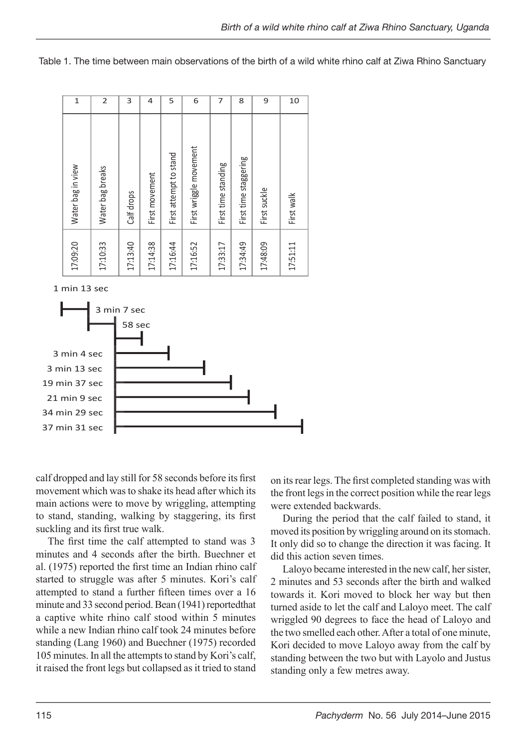Table 1. The time between main observations of the birth of a wild white rhino calf at Ziwa Rhino Sanctuary

| 1 | 2 | 3 | 4 | 5 | 6 | 7 | 8 | 9 | 10 |
|---|---|---|---|---|---|---|---|---|---|
| Water bag in view | Water bag breaks | Calf drops | First movement | First attempt to stand | First wriggle movement | First time standing | First time staggering | First suckle | First walk |
| 17:09:20 | 17:10:33 | 17:13:40 | 17:14:38 | 17:16:44 | 17:16:52 | 17:33:17 | 17:34:49 | 17:48:09 | 17:51:11 |

1 min 13 sec

3 min 7 sec

58 sec

3 min 4 sec

3 min 13 sec

19 min 37 sec

21 min 9 sec

34 min 29 sec

37 min 31 sec

calf dropped and lay still for 58 seconds before its first movement which was to shake its head after which its main actions were to move by wriggling, attempting to stand, standing, walking by staggering, its first suckling and its first true walk.

The first time the calf attempted to stand was 3 minutes and 4 seconds after the birth. Buechner et al. (1975) reported the first time an Indian rhino calf started to struggle was after 5 minutes. Kori's calf attempted to stand a further fifteen times over a 16 minute and 33 second period. Bean (1941) reportedthat a captive white rhino calf stood within 5 minutes while a new Indian rhino calf took 24 minutes before standing (Lang 1960) and Buechner (1975) recorded 105 minutes. In all the attempts to stand by Kori's calf, it raised the front legs but collapsed as it tried to stand on its rear legs. The first completed standing was with the front legs in the correct position while the rear legs were extended backwards.

During the period that the calf failed to stand, it moved its position by wriggling around on its stomach. It only did so to change the direction it was facing. It did this action seven times.

Laloyo became interested in the new calf, her sister, 2 minutes and 53 seconds after the birth and walked towards it. Kori moved to block her way but then turned aside to let the calf and Laloyo meet. The calf wriggled 90 degrees to face the head of Laloyo and the two smelled each other. After a total of one minute, Kori decided to move Laloyo away from the calf by standing between the two but with Layolo and Justus standing only a few metres away.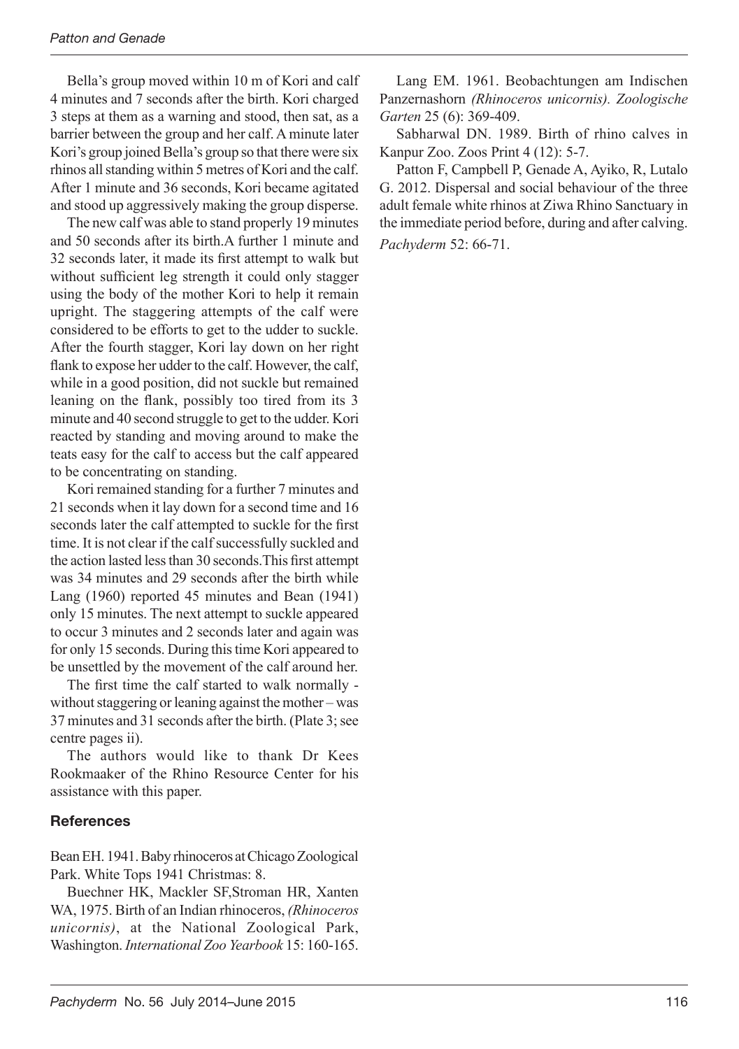Bella's group moved within 10 m of Kori and calf 4 minutes and 7 seconds after the birth. Kori charged 3 steps at them as a warning and stood, then sat, as a barrier between the group and her calf. A minute later Kori's group joined Bella's group so that there were six rhinos all standing within 5 metres of Kori and the calf. After 1 minute and 36 seconds, Kori became agitated and stood up aggressively making the group disperse.

The new calf was able to stand properly 19 minutes and 50 seconds after its birth.A further 1 minute and 32 seconds later, it made its first attempt to walk but without sufficient leg strength it could only stagger using the body of the mother Kori to help it remain upright. The staggering attempts of the calf were considered to be efforts to get to the udder to suckle. After the fourth stagger, Kori lay down on her right flank to expose her udder to the calf. However, the calf, while in a good position, did not suckle but remained leaning on the flank, possibly too tired from its 3 minute and 40 second struggle to get to the udder. Kori reacted by standing and moving around to make the teats easy for the calf to access but the calf appeared to be concentrating on standing.

Kori remained standing for a further 7 minutes and 21 seconds when it lay down for a second time and 16 seconds later the calf attempted to suckle for the first time. It is not clear if the calf successfully suckled and the action lasted less than 30 seconds.This first attempt was 34 minutes and 29 seconds after the birth while Lang (1960) reported 45 minutes and Bean (1941) only 15 minutes. The next attempt to suckle appeared to occur 3 minutes and 2 seconds later and again was for only 15 seconds. During this time Kori appeared to be unsettled by the movement of the calf around her.

The first time the calf started to walk normally - without staggering or leaning against the mother – was 37 minutes and 31 seconds after the birth. (Plate 3; see centre pages ii).

The authors would like to thank Dr Kees Rookmaaker of the Rhino Resource Center for his assistance with this paper.

## References

Bean EH. 1941. Baby rhinoceros at Chicago Zoological Park. White Tops 1941 Christmas: 8.

Buechner HK, Mackler SF,Stroman HR, Xanten WA, 1975. Birth of an Indian rhinoceros, *(Rhinoceros unicornis)*, at the National Zoological Park, Washington. *International Zoo Yearbook* 15: 160-165.

Lang EM. 1961. Beobachtungen am Indischen Panzernashorn *(Rhinoceros unicornis). Zoologische Garten* 25 (6): 369-409.

Sabharwal DN. 1989. Birth of rhino calves in Kanpur Zoo. Zoos Print 4 (12): 5-7.

Patton F, Campbell P, Genade A, Ayiko, R, Lutalo G. 2012. Dispersal and social behaviour of the three adult female white rhinos at Ziwa Rhino Sanctuary in the immediate period before, during and after calving. *Pachyderm* 52: 66-71.